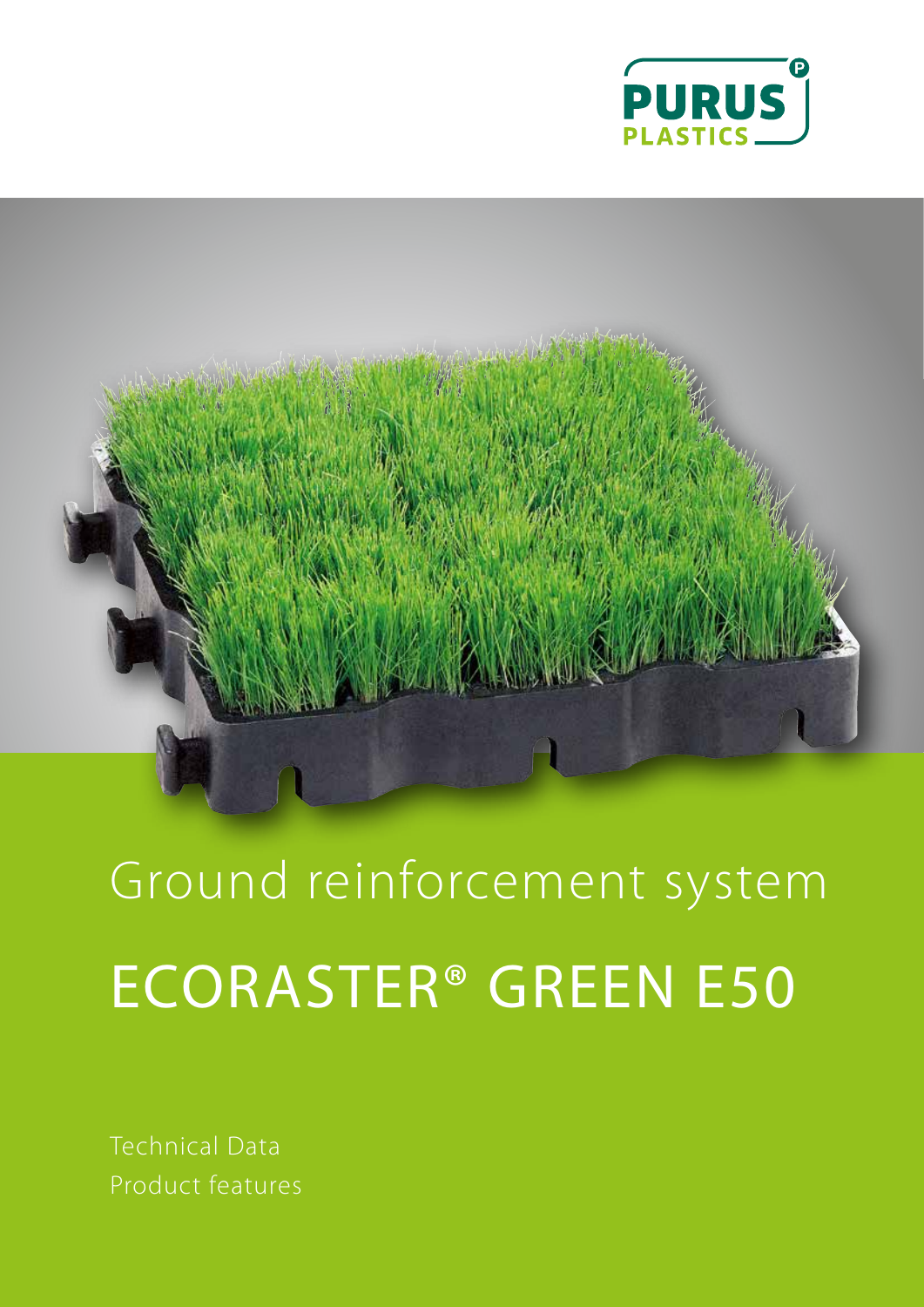PURUS PLASTICS

# Ground reinforcement system

# ECORASTER® GREEN E50

Technical Data

Product features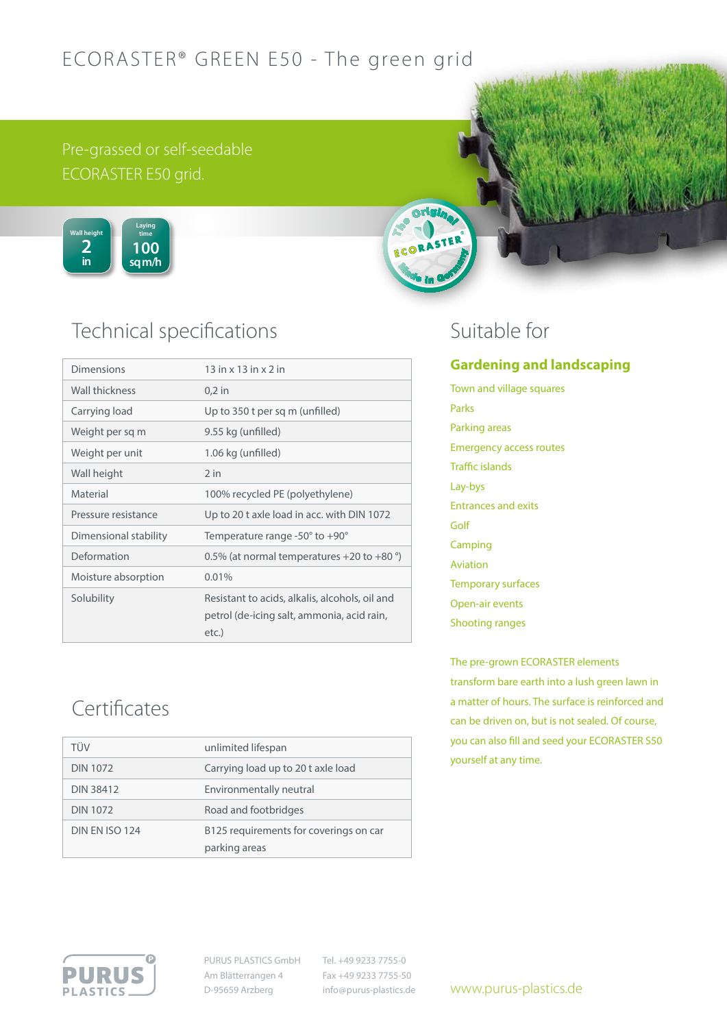# ECORASTER® GREEN E50 - The green grid

Pre-grassed or self-seedable ECORASTER E50 grid.

Wall height
2
in

Laying time
100
sq m/h

## Technical specifications

| | |
|---|---|
| Dimensions | 13 in x 13 in x 2 in |
| Wall thickness | 0,2 in |
| Carrying load | Up to 350 t per sq m (unfilled) |
| Weight per sq m | 9.55 kg (unfilled) |
| Weight per unit | 1.06 kg (unfilled) |
| Wall height | 2 in |
| Material | 100% recycled PE (polyethylene) |
| Pressure resistance | Up to 20 t axle load in acc. with DIN 1072 |
| Dimensional stability | Temperature range -50° to +90° |
| Deformation | 0.5% (at normal temperatures +20 to +80 °) |
| Moisture absorption | 0.01% |
| Solubility | Resistant to acids, alkalis, alcohols, oil and petrol (de-icing salt, ammonia, acid rain, etc.) |

## Certificates

| | |
|---|---|
| TÜV | unlimited lifespan |
| DIN 1072 | Carrying load up to 20 t axle load |
| DIN 38412 | Environmentally neutral |
| DIN 1072 | Road and footbridges |
| DIN EN ISO 124 | B125 requirements for coverings on car parking areas |

## Suitable for

### Gardening and landscaping

- Town and village squares
- Parks
- Parking areas
- Emergency access routes
- Traffic islands
- Lay-bys
- Entrances and exits
- Golf
- Camping
- Aviation
- Temporary surfaces
- Open-air events
- Shooting ranges

The pre-grown ECORASTER elements transform bare earth into a lush green lawn in a matter of hours. The surface is reinforced and can be driven on, but is not sealed. Of course, you can also fill and seed your ECORASTER S50 yourself at any time.

PURUS PLASTICS

PURUS PLASTICS GmbH
Am Blätterrangen 4
D-95659 Arzberg

Tel. +49 9233 7755-0
Fax +49 9233 7755-50
info@purus-plastics.de

www.purus-plastics.de